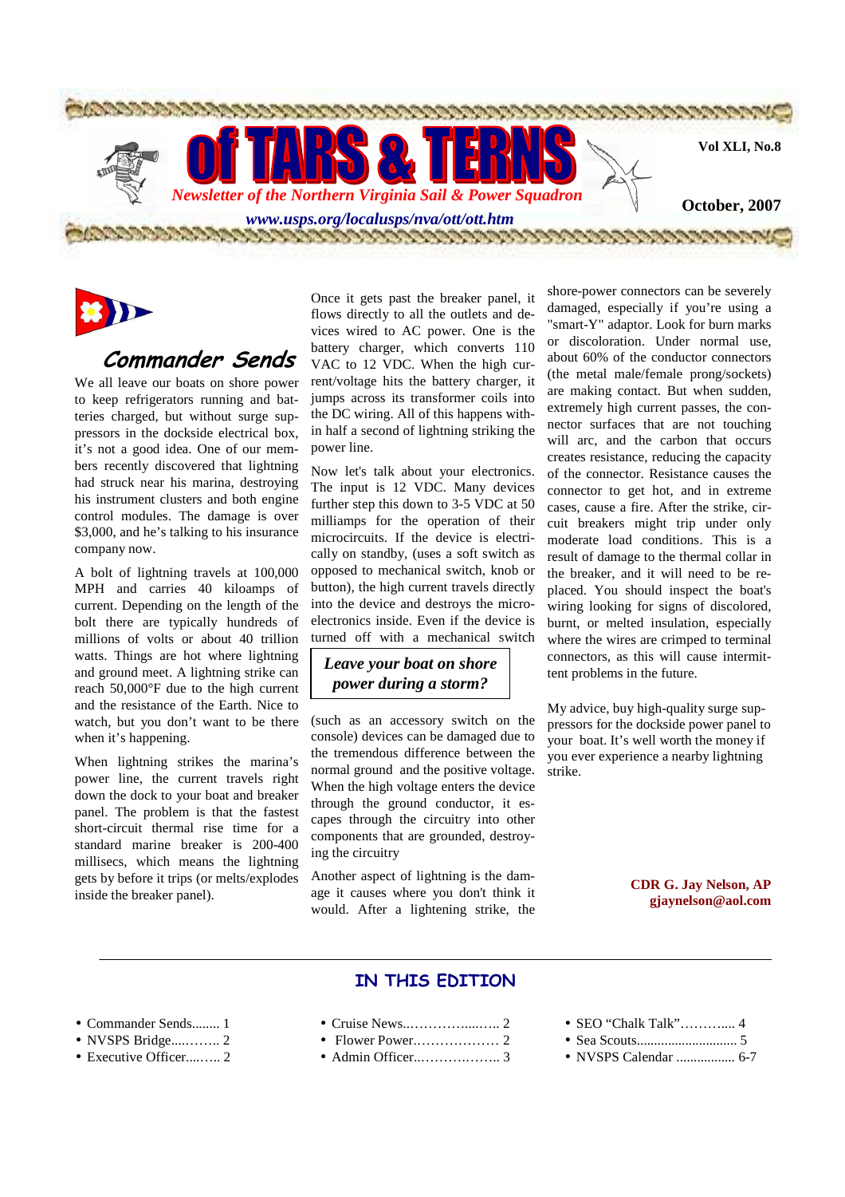# of TARS & TERNS

*Newsletter of the Northern Virginia Sail & Power Squadron*

*www.usps.org/localusps/nva/ott/ott.htm*

**Vol XLI, No.8**

**October, 2007**

## Commander Sends

We all leave our boats on shore power to keep refrigerators running and batteries charged, but without surge suppressors in the dockside electrical box, it's not a good idea. One of our members recently discovered that lightning had struck near his marina, destroying his instrument clusters and both engine control modules. The damage is over $3,000, and he's talking to his insurance company now.

A bolt of lightning travels at 100,000 MPH and carries 40 kiloamps of current. Depending on the length of the bolt there are typically hundreds of millions of volts or about 40 trillion watts. Things are hot where lightning and ground meet. A lightning strike can reach 50,000°F due to the high current and the resistance of the Earth. Nice to watch, but you don't want to be there when it's happening.

When lightning strikes the marina's power line, the current travels right down the dock to your boat and breaker panel. The problem is that the fastest short-circuit thermal rise time for a standard marine breaker is 200-400 millisecs, which means the lightning gets by before it trips (or melts/explodes inside the breaker panel).

Once it gets past the breaker panel, it flows directly to all the outlets and devices wired to AC power. One is the battery charger, which converts 110 VAC to 12 VDC. When the high current/voltage hits the battery charger, it jumps across its transformer coils into the DC wiring. All of this happens within half a second of lightning striking the power line.

Now let's talk about your electronics. The input is 12 VDC. Many devices further step this down to 3-5 VDC at 50 milliamps for the operation of their microcircuits. If the device is electrically on standby, (uses a soft switch as opposed to mechanical switch, knob or button), the high current travels directly into the device and destroys the microelectronics inside. Even if the device is turned off with a mechanical switch (such as an accessory switch on the console) devices can be damaged due to the tremendous difference between the normal ground and the positive voltage. When the high voltage enters the device through the ground conductor, it escapes through the circuitry into other components that are grounded, destroying the circuitry

> ***Leave your boat on shore power during a storm?***

Another aspect of lightning is the damage it causes where you don't think it would. After a lightening strike, the shore-power connectors can be severely damaged, especially if you're using a "smart-Y" adaptor. Look for burn marks or discoloration. Under normal use, about 60% of the conductor connectors (the metal male/female prong/sockets) are making contact. But when sudden, extremely high current passes, the connector surfaces that are not touching will arc, and the carbon that occurs creates resistance, reducing the capacity of the connector. Resistance causes the connector to get hot, and in extreme cases, cause a fire. After the strike, circuit breakers might trip under only moderate load conditions. This is a result of damage to the thermal collar in the breaker, and it will need to be replaced. You should inspect the boat's wiring looking for signs of discolored, burnt, or melted insulation, especially where the wires are crimped to terminal connectors, as this will cause intermittent problems in the future.

My advice, buy high-quality surge suppressors for the dockside power panel to your boat. It's well worth the money if you ever experience a nearby lightning strike.

**CDR G. Jay Nelson, AP**
**gjaynelson@aol.com**

---

## IN THIS EDITION

- Commander Sends........ 1
- NVSPS Bridge....……. 2
- Executive Officer...….. 2
- Cruise News..…………....….. 2
- Flower Power………………. 2
- Admin Officer..……….…….. 3
- SEO "Chalk Talk"………..... 4
- Sea Scouts............................ 5
- NVSPS Calendar ................. 6-7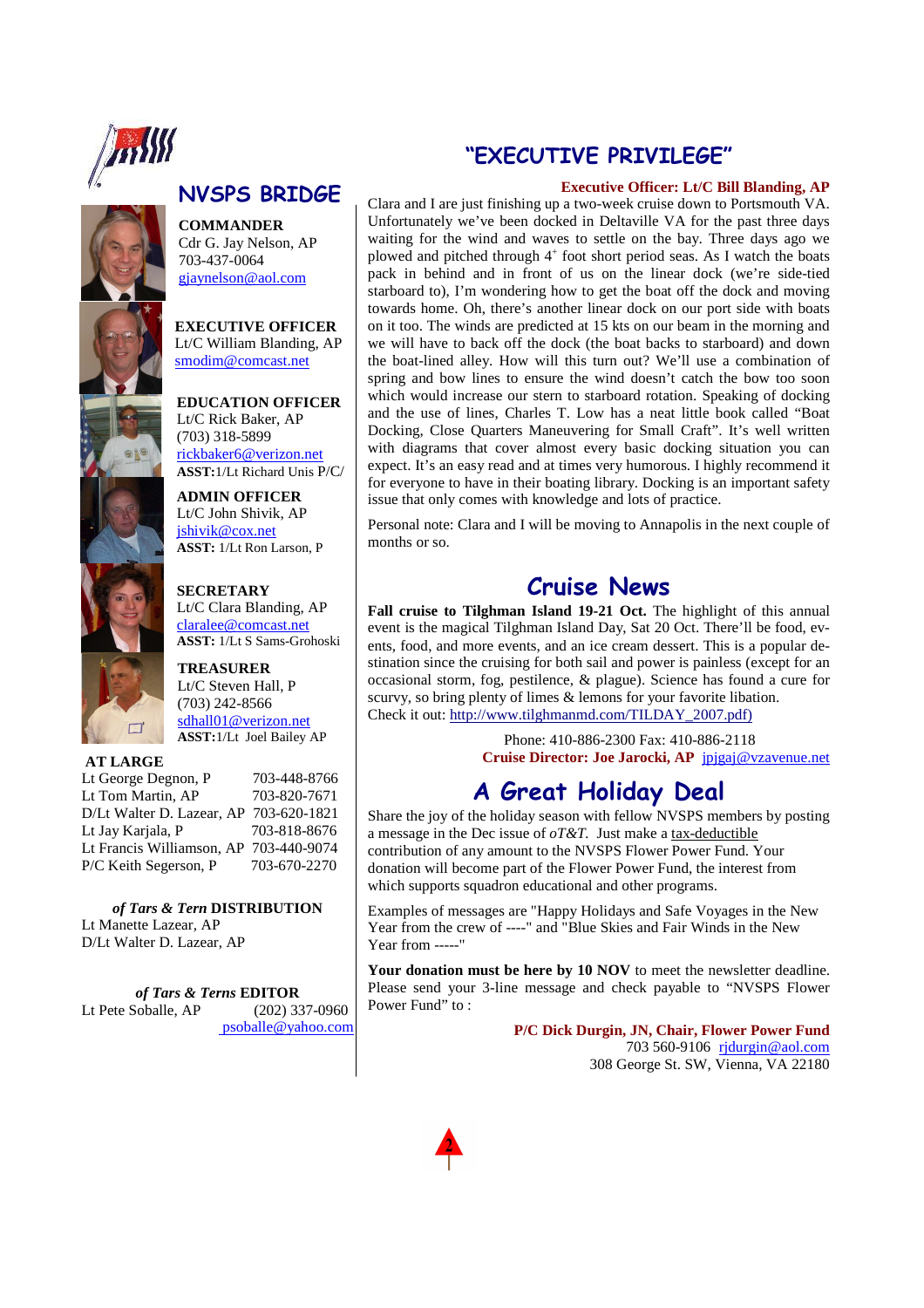## NVSPS BRIDGE

**COMMANDER**
Cdr G. Jay Nelson, AP
703-437-0064
gjaynelson@aol.com

**EXECUTIVE OFFICER**
Lt/C William Blanding, AP
smodim@comcast.net

**EDUCATION OFFICER**
Lt/C Rick Baker, AP
(703) 318-5899
rickbaker6@verizon.net
**ASST:**1/Lt Richard Unis P/C/

**ADMIN OFFICER**
Lt/C John Shivik, AP
jshivik@cox.net
**ASST:** 1/Lt Ron Larson, P

**SECRETARY**
Lt/C Clara Blanding, AP
claralee@comcast.net
**ASST:** 1/Lt S Sams-Grohoski

**TREASURER**
Lt/C Steven Hall, P
(703) 242-8566
sdhall01@verizon.net
**ASST:**1/Lt Joel Bailey AP

**AT LARGE**

| | |
|---|---|
| Lt George Degnon, P | 703-448-8766 |
| Lt Tom Martin, AP | 703-820-7671 |
| D/Lt Walter D. Lazear, AP | 703-620-1821 |
| Lt Jay Karjala, P | 703-818-8676 |
| Lt Francis Williamson, AP | 703-440-9074 |
| P/C Keith Segerson, P | 703-670-2270 |

***of Tars & Tern* DISTRIBUTION**
Lt Manette Lazear, AP
D/Lt Walter D. Lazear, AP

***of Tars & Terns* EDITOR**
Lt Pete Soballe, AP (202) 337-0960
psoballe@yahoo.com

## "EXECUTIVE PRIVILEGE"

**Executive Officer: Lt/C Bill Blanding, AP**

Clara and I are just finishing up a two-week cruise down to Portsmouth VA. Unfortunately we've been docked in Deltaville VA for the past three days waiting for the wind and waves to settle on the bay. Three days ago we plowed and pitched through 4+ foot short period seas. As I watch the boats pack in behind and in front of us on the linear dock (we're side-tied starboard to), I'm wondering how to get the boat off the dock and moving towards home. Oh, there's another linear dock on our port side with boats on it too. The winds are predicted at 15 kts on our beam in the morning and we will have to back off the dock (the boat backs to starboard) and down the boat-lined alley. How will this turn out? We'll use a combination of spring and bow lines to ensure the wind doesn't catch the bow too soon which would increase our stern to starboard rotation. Speaking of docking and the use of lines, Charles T. Low has a neat little book called "Boat Docking, Close Quarters Maneuvering for Small Craft". It's well written with diagrams that cover almost every basic docking situation you can expect. It's an easy read and at times very humorous. I highly recommend it for everyone to have in their boating library. Docking is an important safety issue that only comes with knowledge and lots of practice.

Personal note: Clara and I will be moving to Annapolis in the next couple of months or so.

## Cruise News

**Fall cruise to Tilghman Island 19-21 Oct.** The highlight of this annual event is the magical Tilghman Island Day, Sat 20 Oct. There'll be food, events, food, and more events, and an ice cream dessert. This is a popular destination since the cruising for both sail and power is painless (except for an occasional storm, fog, pestilence, & plague). Science has found a cure for scurvy, so bring plenty of limes & lemons for your favorite libation.
Check it out: http://www.tilghmanmd.com/TILDAY_2007.pdf)

Phone: 410-886-2300 Fax: 410-886-2118
**Cruise Director: Joe Jarocki, AP** jpjgaj@vzavenue.net

## A Great Holiday Deal

Share the joy of the holiday season with fellow NVSPS members by posting a message in the Dec issue of *oT&T*. Just make a tax-deductible contribution of any amount to the NVSPS Flower Power Fund. Your donation will become part of the Flower Power Fund, the interest from which supports squadron educational and other programs.

Examples of messages are "Happy Holidays and Safe Voyages in the New Year from the crew of ----" and "Blue Skies and Fair Winds in the New Year from -----"

**Your donation must be here by 10 NOV** to meet the newsletter deadline. Please send your 3-line message and check payable to "NVSPS Flower Power Fund" to :

**P/C Dick Durgin, JN, Chair, Flower Power Fund**
703 560-9106 rjdurgin@aol.com
308 George St. SW, Vienna, VA 22180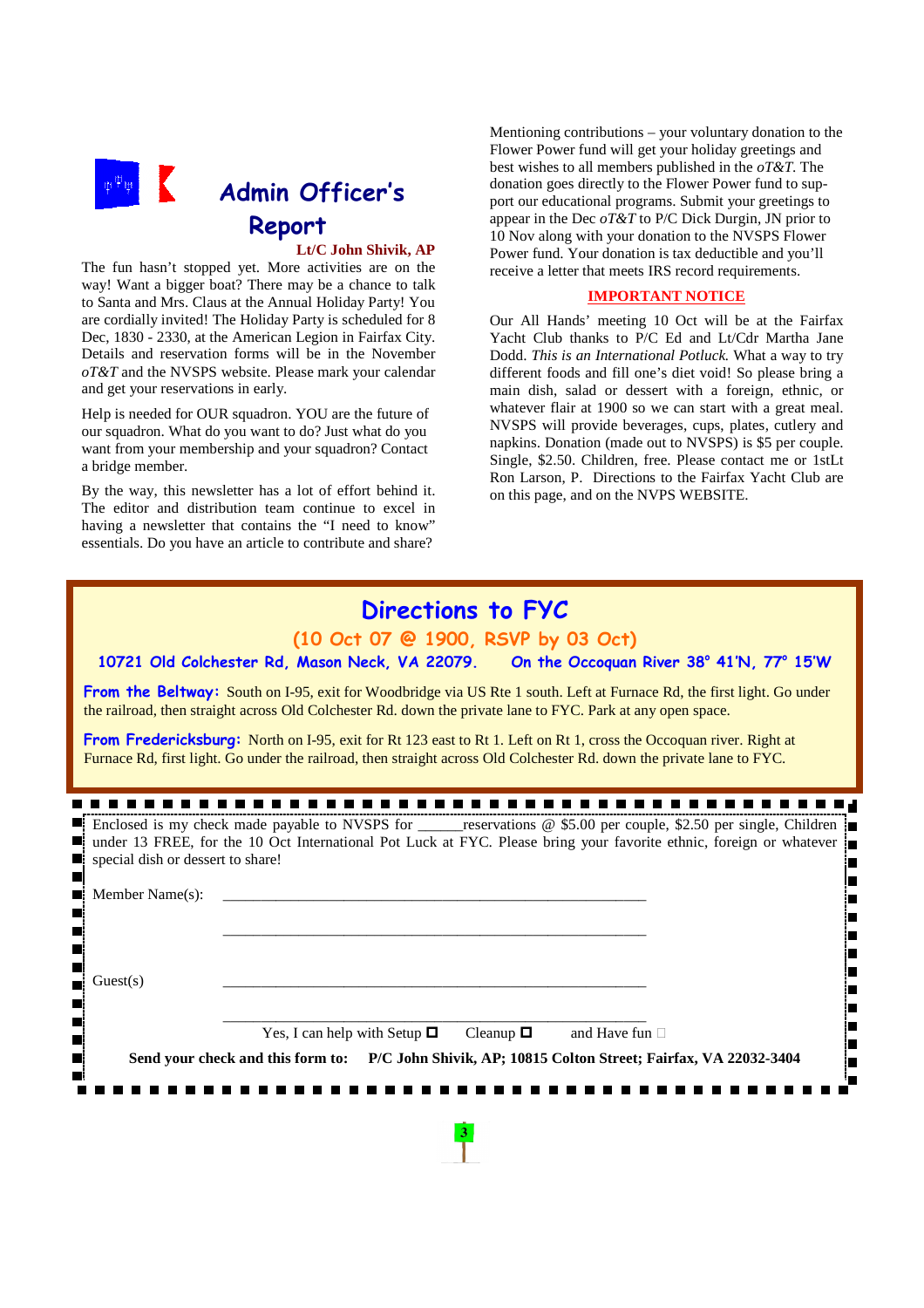## Admin Officer's Report

**Lt/C John Shivik, AP**

The fun hasn't stopped yet. More activities are on the way! Want a bigger boat? There may be a chance to talk to Santa and Mrs. Claus at the Annual Holiday Party! You are cordially invited! The Holiday Party is scheduled for 8 Dec, 1830 - 2330, at the American Legion in Fairfax City. Details and reservation forms will be in the November *oT&T* and the NVSPS website. Please mark your calendar and get your reservations in early.

Help is needed for OUR squadron. YOU are the future of our squadron. What do you want to do? Just what do you want from your membership and your squadron? Contact a bridge member.

By the way, this newsletter has a lot of effort behind it. The editor and distribution team continue to excel in having a newsletter that contains the "I need to know" essentials. Do you have an article to contribute and share?

Mentioning contributions – your voluntary donation to the Flower Power fund will get your holiday greetings and best wishes to all members published in the *oT&T*. The donation goes directly to the Flower Power fund to support our educational programs. Submit your greetings to appear in the Dec *oT&T* to P/C Dick Durgin, JN prior to 10 Nov along with your donation to the NVSPS Flower Power fund. Your donation is tax deductible and you'll receive a letter that meets IRS record requirements.

**IMPORTANT NOTICE**

Our All Hands' meeting 10 Oct will be at the Fairfax Yacht Club thanks to P/C Ed and Lt/Cdr Martha Jane Dodd. *This is an International Potluck.* What a way to try different foods and fill one's diet void! So please bring a main dish, salad or dessert with a foreign, ethnic, or whatever flair at 1900 so we can start with a great meal. NVSPS will provide beverages, cups, plates, cutlery and napkins. Donation (made out to NVSPS) is $5 per couple. Single, $2.50. Children, free. Please contact me or 1stLt Ron Larson, P. Directions to the Fairfax Yacht Club are on this page, and on the NVPS WEBSITE.

## Directions to FYC

**(10 Oct 07 @ 1900, RSVP by 03 Oct)**

**10721 Old Colchester Rd, Mason Neck, VA 22079. On the Occoquan River 38° 41'N, 77° 15'W**

**From the Beltway:** South on I-95, exit for Woodbridge via US Rte 1 south. Left at Furnace Rd, the first light. Go under the railroad, then straight across Old Colchester Rd. down the private lane to FYC. Park at any open space.

**From Fredericksburg:** North on I-95, exit for Rt 123 east to Rt 1. Left on Rt 1, cross the Occoquan river. Right at Furnace Rd, first light. Go under the railroad, then straight across Old Colchester Rd. down the private lane to FYC.

---

Enclosed is my check made payable to NVSPS for ______reservations @ $5.00 per couple, $2.50 per single, Children under 13 FREE, for the 10 Oct International Pot Luck at FYC. Please bring your favorite ethnic, foreign or whatever special dish or dessert to share!

Member Name(s): ______________________________________________________

______________________________________________________

Guest(s) ______________________________________________________

______________________________________________________

Yes, I can help with Setup ☐ Cleanup ☐ and Have fun ☐

**Send your check and this form to: P/C John Shivik, AP; 10815 Colton Street; Fairfax, VA 22032-3404**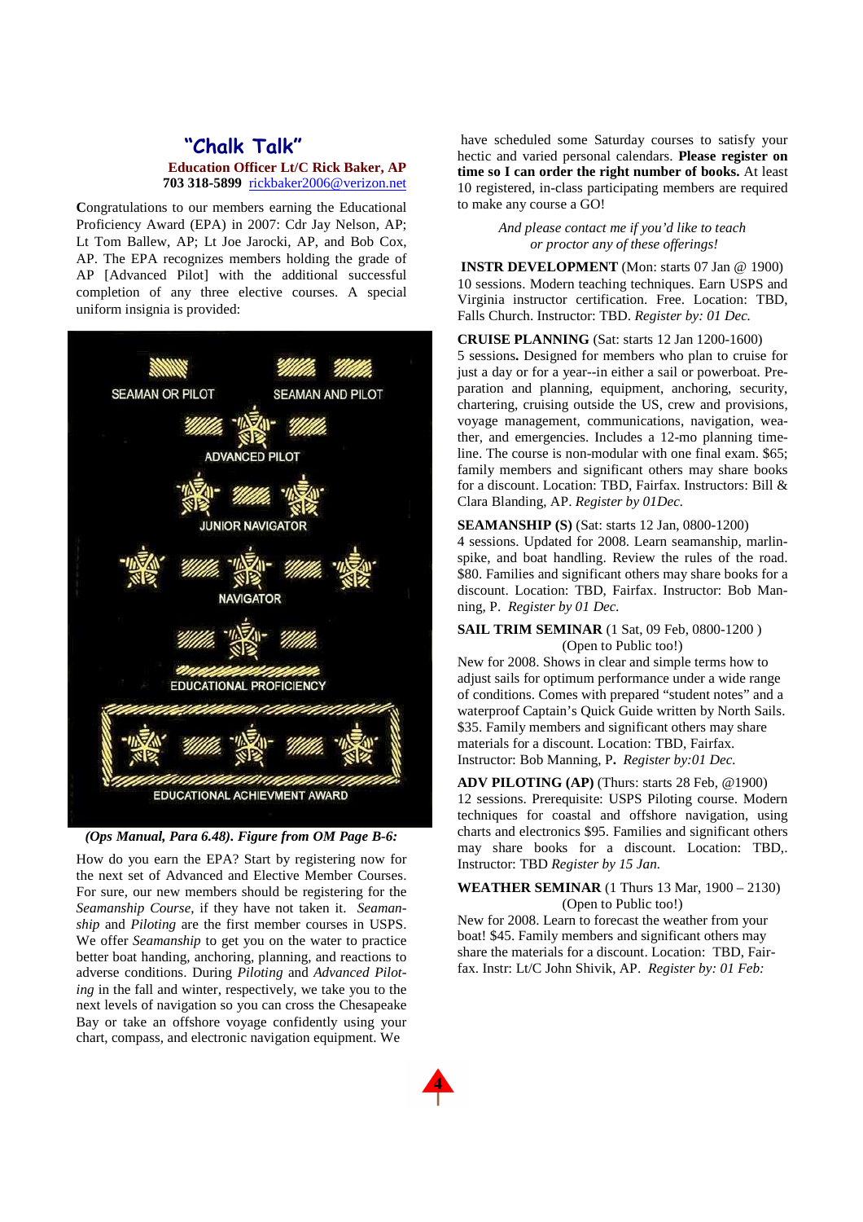## "Chalk Talk"

**Education Officer Lt/C Rick Baker, AP**
**703 318-5899** rickbaker2006@verizon.net

Congratulations to our members earning the Educational Proficiency Award (EPA) in 2007: Cdr Jay Nelson, AP; Lt Tom Ballew, AP; Lt Joe Jarocki, AP, and Bob Cox, AP. The EPA recognizes members holding the grade of AP [Advanced Pilot] with the additional successful completion of any three elective courses. A special uniform insignia is provided:

SEAMAN OR PILOT
SEAMAN AND PILOT
ADVANCED PILOT
JUNIOR NAVIGATOR
NAVIGATOR
EDUCATIONAL PROFICIENCY
EDUCATIONAL ACHIEVMENT AWARD

***(Ops Manual, Para 6.48). Figure from OM Page B-6:***

How do you earn the EPA? Start by registering now for the next set of Advanced and Elective Member Courses. For sure, our new members should be registering for the *Seamanship Course*, if they have not taken it. *Seamanship* and *Piloting* are the first member courses in USPS. We offer *Seamanship* to get you on the water to practice better boat handing, anchoring, planning, and reactions to adverse conditions. During *Piloting* and *Advanced Piloting* in the fall and winter, respectively, we take you to the next levels of navigation so you can cross the Chesapeake Bay or take an offshore voyage confidently using your chart, compass, and electronic navigation equipment. We have scheduled some Saturday courses to satisfy your hectic and varied personal calendars. **Please register on time so I can order the right number of books.** At least 10 registered, in-class participating members are required to make any course a GO!

*And please contact me if you'd like to teach or proctor any of these offerings!*

**INSTR DEVELOPMENT** (Mon: starts 07 Jan @ 1900)
10 sessions. Modern teaching techniques. Earn USPS and Virginia instructor certification. Free. Location: TBD, Falls Church. Instructor: TBD. *Register by: 01 Dec.*

**CRUISE PLANNING** (Sat: starts 12 Jan 1200-1600)
5 sessions**.** Designed for members who plan to cruise for just a day or for a year--in either a sail or powerboat. Preparation and planning, equipment, anchoring, security, chartering, cruising outside the US, crew and provisions, voyage management, communications, navigation, weather, and emergencies. Includes a 12-mo planning timeline. The course is non-modular with one final exam. $65; family members and significant others may share books for a discount. Location: TBD, Fairfax. Instructors: Bill & Clara Blanding, AP. *Register by 01Dec.*

**SEAMANSHIP (S)** (Sat: starts 12 Jan, 0800-1200)
4 sessions. Updated for 2008. Learn seamanship, marlinspike, and boat handling. Review the rules of the road. $80. Families and significant others may share books for a discount. Location: TBD, Fairfax. Instructor: Bob Manning, P. *Register by 01 Dec.*

**SAIL TRIM SEMINAR** (1 Sat, 09 Feb, 0800-1200 )
(Open to Public too!)
New for 2008. Shows in clear and simple terms how to adjust sails for optimum performance under a wide range of conditions. Comes with prepared "student notes" and a waterproof Captain's Quick Guide written by North Sails. $35. Family members and significant others may share materials for a discount. Location: TBD, Fairfax. Instructor: Bob Manning, P**.** *Register by:01 Dec.*

**ADV PILOTING (AP)** (Thurs: starts 28 Feb, @1900)
12 sessions. Prerequisite: USPS Piloting course. Modern techniques for coastal and offshore navigation, using charts and electronics $95. Families and significant others may share books for a discount. Location: TBD,. Instructor: TBD *Register by 15 Jan.*

**WEATHER SEMINAR** (1 Thurs 13 Mar, 1900 – 2130)
(Open to Public too!)
New for 2008. Learn to forecast the weather from your boat! $45. Family members and significant others may share the materials for a discount. Location: TBD, Fairfax. Instr: Lt/C John Shivik, AP. *Register by: 01 Feb:*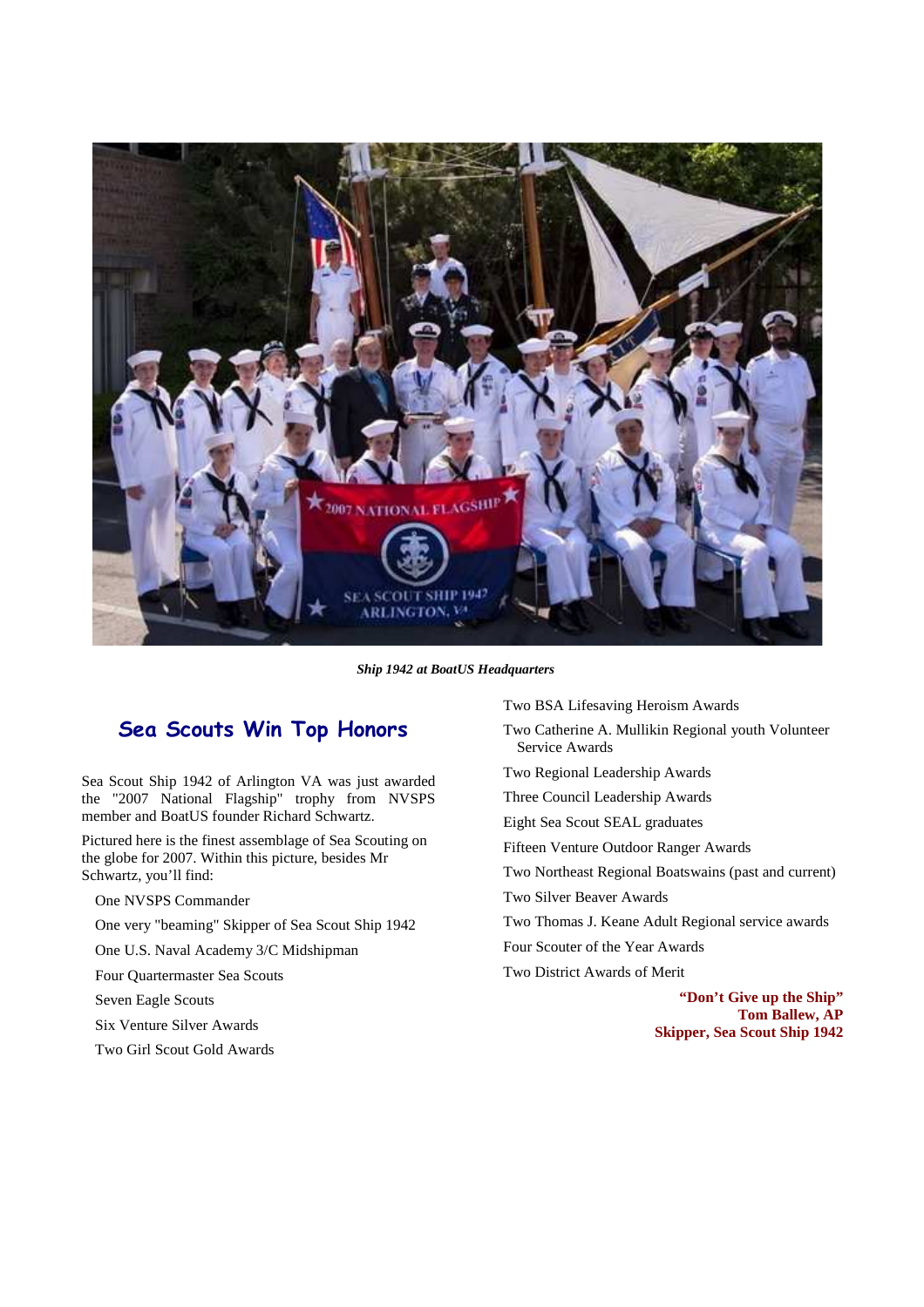*Ship 1942 at BoatUS Headquarters*

## Sea Scouts Win Top Honors

Sea Scout Ship 1942 of Arlington VA was just awarded the "2007 National Flagship" trophy from NVSPS member and BoatUS founder Richard Schwartz.

Pictured here is the finest assemblage of Sea Scouting on the globe for 2007. Within this picture, besides Mr Schwartz, you'll find:

- One NVSPS Commander
- One very "beaming" Skipper of Sea Scout Ship 1942
- One U.S. Naval Academy 3/C Midshipman
- Four Quartermaster Sea Scouts
- Seven Eagle Scouts
- Six Venture Silver Awards
- Two Girl Scout Gold Awards
- Two BSA Lifesaving Heroism Awards
- Two Catherine A. Mullikin Regional youth Volunteer Service Awards
- Two Regional Leadership Awards
- Three Council Leadership Awards
- Eight Sea Scout SEAL graduates
- Fifteen Venture Outdoor Ranger Awards
- Two Northeast Regional Boatswains (past and current)
- Two Silver Beaver Awards
- Two Thomas J. Keane Adult Regional service awards
- Four Scouter of the Year Awards
- Two District Awards of Merit

**"Don't Give up the Ship"**
**Tom Ballew, AP**
**Skipper, Sea Scout Ship 1942**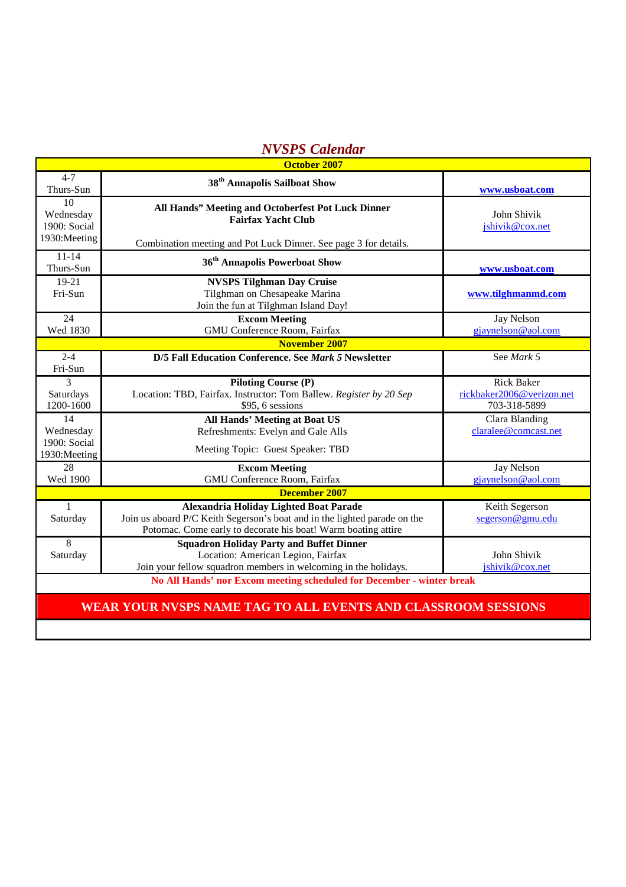# *NVSPS Calendar*

| **October 2007** | | |
|---|---|---|
| 4-7<br>Thurs-Sun | **38th Annapolis Sailboat Show** | **www.usboat.com** |
| 10<br>Wednesday<br>1900: Social<br>1930:Meeting | **All Hands" Meeting and Octoberfest Pot Luck Dinner**<br>**Fairfax Yacht Club**<br><br>Combination meeting and Pot Luck Dinner. See page 3 for details. | John Shivik<br>jshivik@cox.net |
| 11-14<br>Thurs-Sun | **36th Annapolis Powerboat Show** | **www.usboat.com** |
| 19-21<br>Fri-Sun | **NVSPS Tilghman Day Cruise**<br>Tilghman on Chesapeake Marina<br>Join the fun at Tilghman Island Day! | **www.tilghmanmd.com** |
| 24<br>Wed 1830 | **Excom Meeting**<br>GMU Conference Room, Fairfax | Jay Nelson<br>gjaynelson@aol.com |
| **November 2007** | | |
| 2-4<br>Fri-Sun | **D/5 Fall Education Conference. See *Mark 5* Newsletter** | See *Mark 5* |
| 3<br>Saturdays<br>1200-1600 | **Piloting Course (P)**<br>Location: TBD, Fairfax. Instructor: Tom Ballew. *Register by 20 Sep*<br>$95, 6 sessions | Rick Baker<br>rickbaker2006@verizon.net<br>703-318-5899 |
| 14<br>Wednesday<br>1900: Social<br>1930:Meeting | **All Hands' Meeting at Boat US**<br>Refreshments: Evelyn and Gale Alls<br><br>Meeting Topic: Guest Speaker: TBD | Clara Blanding<br>claralee@comcast.net |
| 28<br>Wed 1900 | **Excom Meeting**<br>GMU Conference Room, Fairfax | Jay Nelson<br>gjaynelson@aol.com |
| **December 2007** | | |
| 1<br>Saturday | **Alexandria Holiday Lighted Boat Parade**<br>Join us aboard P/C Keith Segerson's boat and in the lighted parade on the Potomac. Come early to decorate his boat! Warm boating attire | Keith Segerson<br>segerson@gmu.edu |
| 8<br>Saturday | **Squadron Holiday Party and Buffet Dinner**<br>Location: American Legion, Fairfax<br>Join your fellow squadron members in welcoming in the holidays. | John Shivik<br>jshivik@cox.net |
| **No All Hands' nor Excom meeting scheduled for December - winter break** | | |
| **WEAR YOUR NVSPS NAME TAG TO ALL EVENTS AND CLASSROOM SESSIONS** | | |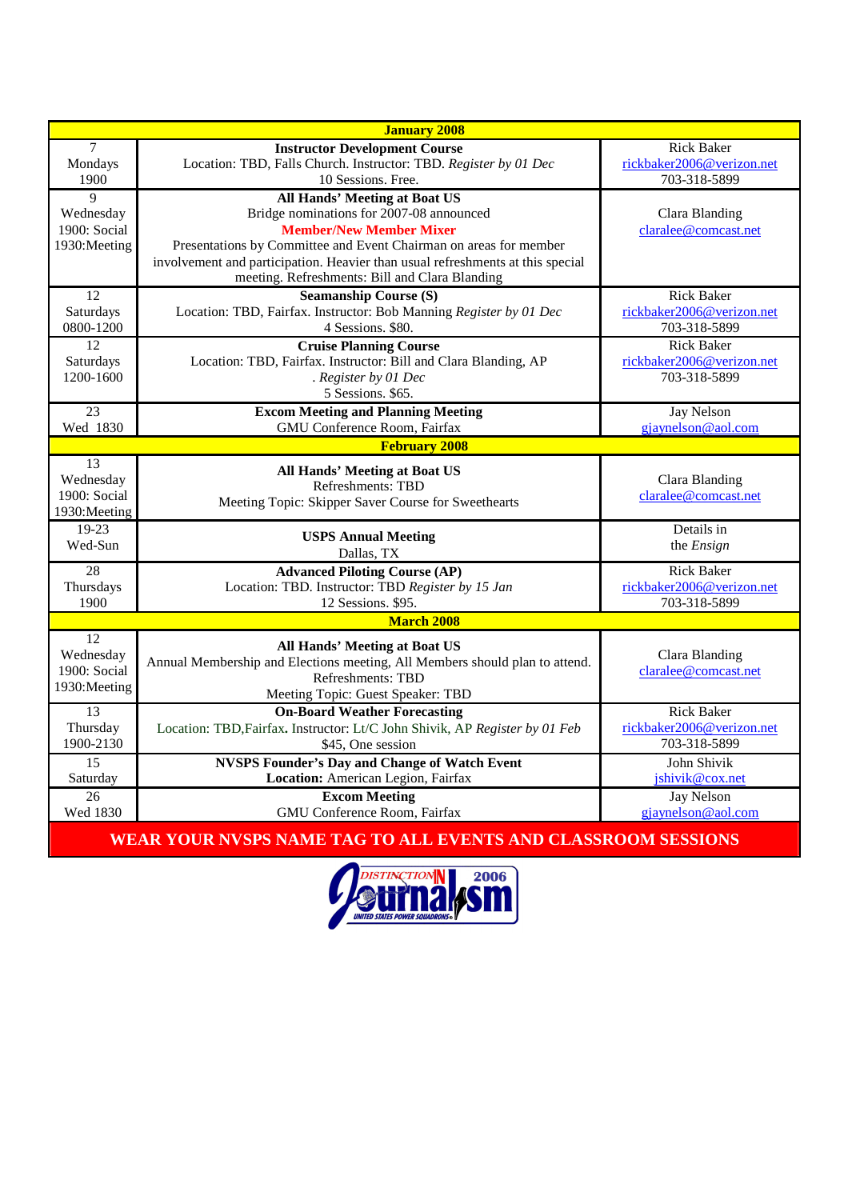| Date | Event | Contact |
|---|---|---|
| **January 2008** | | |
| 7<br>Mondays<br>1900 | **Instructor Development Course**<br>Location: TBD, Falls Church. Instructor: TBD. *Register by 01 Dec*<br>10 Sessions. Free. | Rick Baker<br>rickbaker2006@verizon.net<br>703-318-5899 |
| 9<br>Wednesday<br>1900: Social<br>1930:Meeting | **All Hands' Meeting at Boat US**<br>Bridge nominations for 2007-08 announced<br>**Member/New Member Mixer**<br>Presentations by Committee and Event Chairman on areas for member involvement and participation. Heavier than usual refreshments at this special meeting. Refreshments: Bill and Clara Blanding | Clara Blanding<br>claralee@comcast.net |
| 12<br>Saturdays<br>0800-1200 | **Seamanship Course (S)**<br>Location: TBD, Fairfax. Instructor: Bob Manning *Register by 01 Dec*<br>4 Sessions. $80. | Rick Baker<br>rickbaker2006@verizon.net<br>703-318-5899 |
| 12<br>Saturdays<br>1200-1600 | **Cruise Planning Course**<br>Location: TBD, Fairfax. Instructor: Bill and Clara Blanding, AP<br>*. Register by 01 Dec*<br>5 Sessions. $65. | Rick Baker<br>rickbaker2006@verizon.net<br>703-318-5899 |
| 23<br>Wed 1830 | **Excom Meeting and Planning Meeting**<br>GMU Conference Room, Fairfax | Jay Nelson<br>gjaynelson@aol.com |
| **February 2008** | | |
| 13<br>Wednesday<br>1900: Social<br>1930:Meeting | **All Hands' Meeting at Boat US**<br>Refreshments: TBD<br>Meeting Topic: Skipper Saver Course for Sweethearts | Clara Blanding<br>claralee@comcast.net |
| 19-23<br>Wed-Sun | **USPS Annual Meeting**<br>Dallas, TX | Details in<br>the *Ensign* |
| 28<br>Thursdays<br>1900 | **Advanced Piloting Course (AP)**<br>Location: TBD. Instructor: TBD *Register by 15 Jan*<br>12 Sessions. $95. | Rick Baker<br>rickbaker2006@verizon.net<br>703-318-5899 |
| **March 2008** | | |
| 12<br>Wednesday<br>1900: Social<br>1930:Meeting | **All Hands' Meeting at Boat US**<br>Annual Membership and Elections meeting, All Members should plan to attend.<br>Refreshments: TBD<br>Meeting Topic: Guest Speaker: TBD | Clara Blanding<br>claralee@comcast.net |
| 13<br>Thursday<br>1900-2130 | **On-Board Weather Forecasting**<br>Location: TBD,Fairfax**.** Instructor: Lt/C John Shivik, AP *Register by 01 Feb*<br>$45, One session | Rick Baker<br>rickbaker2006@verizon.net<br>703-318-5899 |
| 15<br>Saturday | **NVSPS Founder's Day and Change of Watch Event**<br>**Location:** American Legion, Fairfax | John Shivik<br>jshivik@cox.net |
| 26<br>Wed 1830 | **Excom Meeting**<br>GMU Conference Room, Fairfax | Jay Nelson<br>gjaynelson@aol.com |

**WEAR YOUR NVSPS NAME TAG TO ALL EVENTS AND CLASSROOM SESSIONS**

DISTINCTION IN Journalism 2006 UNITED STATES POWER SQUADRONS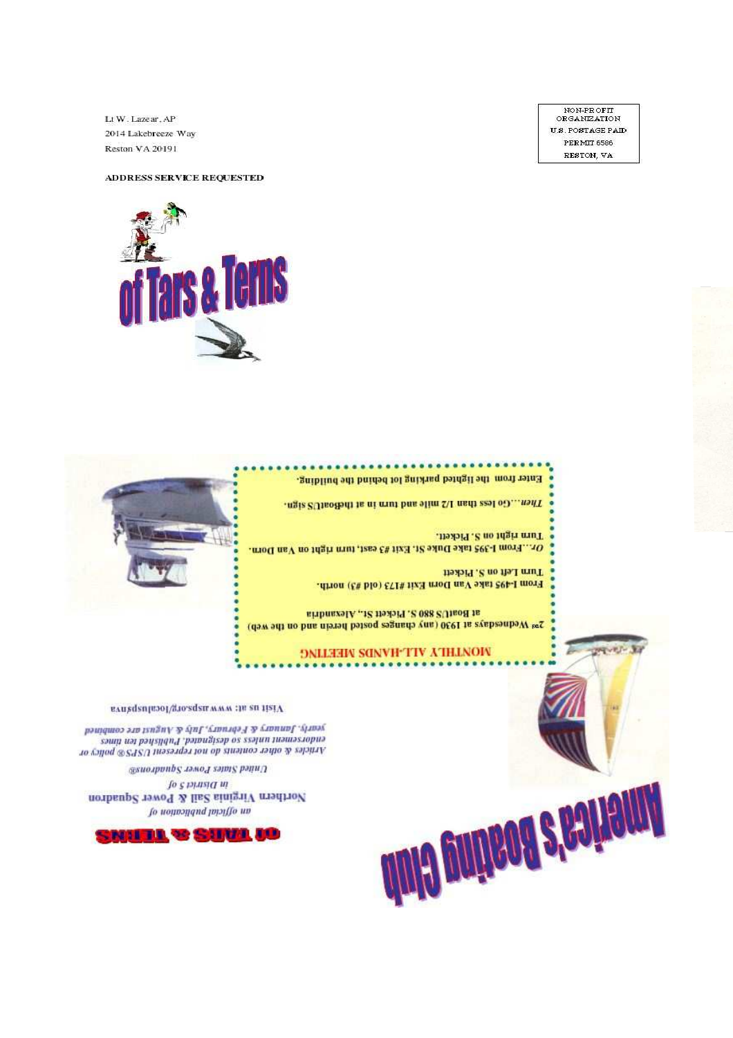Lt W. Lazear, AP
2014 Lakebreeze Way
Reston VA 20191

NON-PROFIT ORGANIZATION
U.S. POSTAGE PAID
PERMIT 6586
RESTON, VA

**ADDRESS SERVICE REQUESTED**

# of Tars & Terns

## MONTHLY ALL-HANDS MEETING

2nd Wednesdays at 1930 (any changes posted herein and on the web)
at BoatUS 880 S. Pickett St., Alexandria

From I-95 take Van Dorn Exit #173 (old #3) north.
Turn Left on S. Pickett

*Or*…From I-395 take Duke St. Exit #3 east, turn right on Van Dorn.
Turn right on S. Pickett.

*Then*…Go less than 1/2 mile and turn in at theBoatUS sign.
Enter from the lighted parking lot behind the building.

**of TARS & TERNS**

*an official publication of*
Northern Virginia Sail & Power Squadron
*in District 5 of*
*United States Power Squadrons®*
*Articles & other contents do not represent USPS® policy or endorsement unless so designated. Published ten times yearly. January & February, July & August are combined*

Visit us at: www.usps.org/localusps/nva

# America's Boating Club